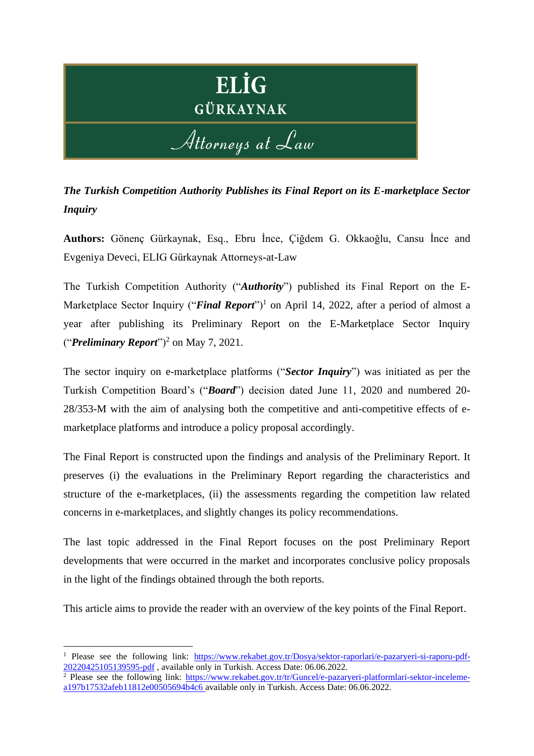**ELİG GÜRKAYNAK**

*Attorneys at Law*

***The Turkish Competition Authority Publishes its Final Report on its E-marketplace Sector Inquiry***

**Authors:** Gönenç Gürkaynak, Esq., Ebru İnce, Çiğdem G. Okkaoğlu, Cansu İnce and Evgeniya Deveci, ELIG Gürkaynak Attorneys-at-Law

The Turkish Competition Authority ("***Authority***") published its Final Report on the E-Marketplace Sector Inquiry ("***Final Report***")[1] on April 14, 2022, after a period of almost a year after publishing its Preliminary Report on the E-Marketplace Sector Inquiry ("***Preliminary Report***")[2] on May 7, 2021.

The sector inquiry on e-marketplace platforms ("***Sector Inquiry***") was initiated as per the Turkish Competition Board's ("***Board***") decision dated June 11, 2020 and numbered 20-28/353-M with the aim of analysing both the competitive and anti-competitive effects of e-marketplace platforms and introduce a policy proposal accordingly.

The Final Report is constructed upon the findings and analysis of the Preliminary Report. It preserves (i) the evaluations in the Preliminary Report regarding the characteristics and structure of the e-marketplaces, (ii) the assessments regarding the competition law related concerns in e-marketplaces, and slightly changes its policy recommendations.

The last topic addressed in the Final Report focuses on the post Preliminary Report developments that were occurred in the market and incorporates conclusive policy proposals in the light of the findings obtained through the both reports.

This article aims to provide the reader with an overview of the key points of the Final Report.

---

[1] Please see the following link: https://www.rekabet.gov.tr/Dosya/sektor-raporlari/e-pazaryeri-si-raporu-pdf-20220425105139595-pdf , available only in Turkish. Access Date: 06.06.2022.

[2] Please see the following link: https://www.rekabet.gov.tr/tr/Guncel/e-pazaryeri-platformlari-sektor-inceleme-a197b17532afeb11812e00505694b4c6 available only in Turkish. Access Date: 06.06.2022.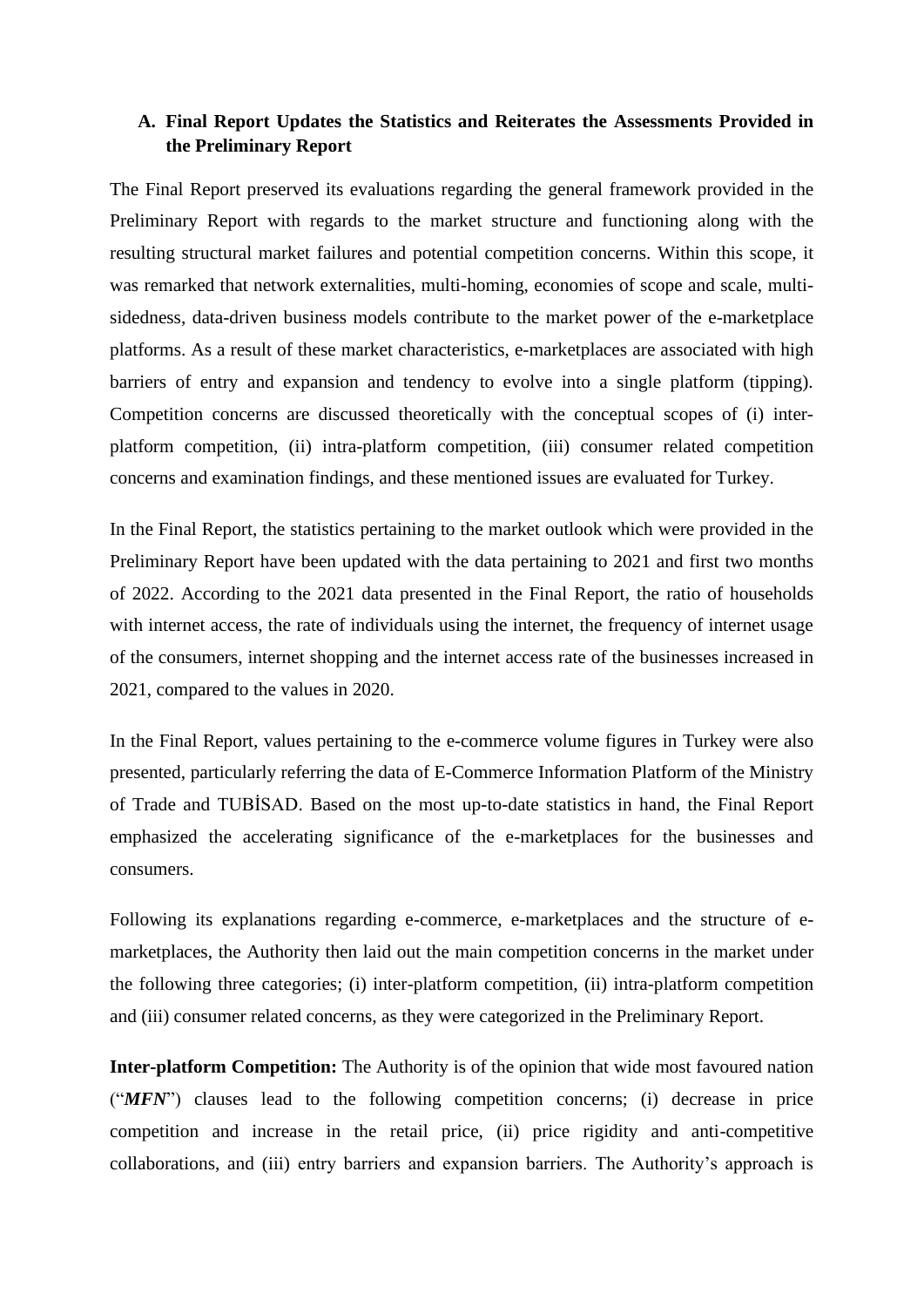### A. Final Report Updates the Statistics and Reiterates the Assessments Provided in the Preliminary Report

The Final Report preserved its evaluations regarding the general framework provided in the Preliminary Report with regards to the market structure and functioning along with the resulting structural market failures and potential competition concerns. Within this scope, it was remarked that network externalities, multi-homing, economies of scope and scale, multi-sidedness, data-driven business models contribute to the market power of the e-marketplace platforms. As a result of these market characteristics, e-marketplaces are associated with high barriers of entry and expansion and tendency to evolve into a single platform (tipping). Competition concerns are discussed theoretically with the conceptual scopes of (i) inter-platform competition, (ii) intra-platform competition, (iii) consumer related competition concerns and examination findings, and these mentioned issues are evaluated for Turkey.

In the Final Report, the statistics pertaining to the market outlook which were provided in the Preliminary Report have been updated with the data pertaining to 2021 and first two months of 2022. According to the 2021 data presented in the Final Report, the ratio of households with internet access, the rate of individuals using the internet, the frequency of internet usage of the consumers, internet shopping and the internet access rate of the businesses increased in 2021, compared to the values in 2020.

In the Final Report, values pertaining to the e-commerce volume figures in Turkey were also presented, particularly referring the data of E-Commerce Information Platform of the Ministry of Trade and TUBİSAD. Based on the most up-to-date statistics in hand, the Final Report emphasized the accelerating significance of the e-marketplaces for the businesses and consumers.

Following its explanations regarding e-commerce, e-marketplaces and the structure of e-marketplaces, the Authority then laid out the main competition concerns in the market under the following three categories; (i) inter-platform competition, (ii) intra-platform competition and (iii) consumer related concerns, as they were categorized in the Preliminary Report.

**Inter-platform Competition:** The Authority is of the opinion that wide most favoured nation ("***MFN***") clauses lead to the following competition concerns; (i) decrease in price competition and increase in the retail price, (ii) price rigidity and anti-competitive collaborations, and (iii) entry barriers and expansion barriers. The Authority's approach is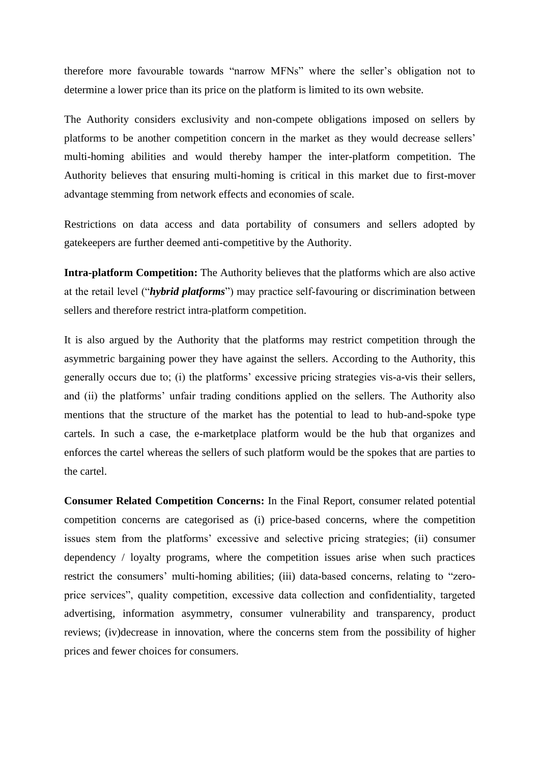therefore more favourable towards "narrow MFNs" where the seller's obligation not to determine a lower price than its price on the platform is limited to its own website.

The Authority considers exclusivity and non-compete obligations imposed on sellers by platforms to be another competition concern in the market as they would decrease sellers' multi-homing abilities and would thereby hamper the inter-platform competition. The Authority believes that ensuring multi-homing is critical in this market due to first-mover advantage stemming from network effects and economies of scale.

Restrictions on data access and data portability of consumers and sellers adopted by gatekeepers are further deemed anti-competitive by the Authority.

**Intra-platform Competition:** The Authority believes that the platforms which are also active at the retail level ("***hybrid platforms***") may practice self-favouring or discrimination between sellers and therefore restrict intra-platform competition.

It is also argued by the Authority that the platforms may restrict competition through the asymmetric bargaining power they have against the sellers. According to the Authority, this generally occurs due to; (i) the platforms' excessive pricing strategies vis-a-vis their sellers, and (ii) the platforms' unfair trading conditions applied on the sellers. The Authority also mentions that the structure of the market has the potential to lead to hub-and-spoke type cartels. In such a case, the e-marketplace platform would be the hub that organizes and enforces the cartel whereas the sellers of such platform would be the spokes that are parties to the cartel.

**Consumer Related Competition Concerns:** In the Final Report, consumer related potential competition concerns are categorised as (i) price-based concerns, where the competition issues stem from the platforms' excessive and selective pricing strategies; (ii) consumer dependency / loyalty programs, where the competition issues arise when such practices restrict the consumers' multi-homing abilities; (iii) data-based concerns, relating to "zero-price services", quality competition, excessive data collection and confidentiality, targeted advertising, information asymmetry, consumer vulnerability and transparency, product reviews; (iv)decrease in innovation, where the concerns stem from the possibility of higher prices and fewer choices for consumers.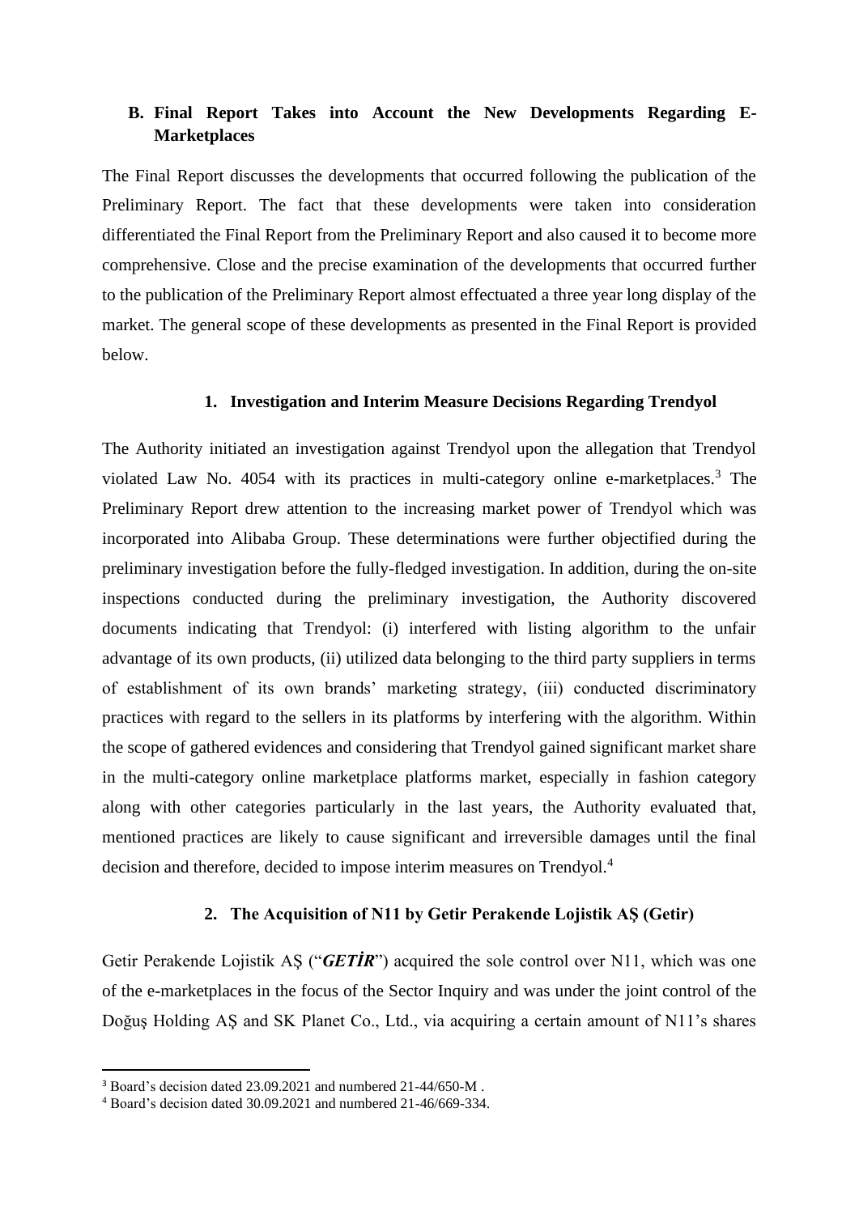## B. Final Report Takes into Account the New Developments Regarding E-Marketplaces

The Final Report discusses the developments that occurred following the publication of the Preliminary Report. The fact that these developments were taken into consideration differentiated the Final Report from the Preliminary Report and also caused it to become more comprehensive. Close and the precise examination of the developments that occurred further to the publication of the Preliminary Report almost effectuated a three year long display of the market. The general scope of these developments as presented in the Final Report is provided below.

### 1. Investigation and Interim Measure Decisions Regarding Trendyol

The Authority initiated an investigation against Trendyol upon the allegation that Trendyol violated Law No. 4054 with its practices in multi-category online e-marketplaces.[3] The Preliminary Report drew attention to the increasing market power of Trendyol which was incorporated into Alibaba Group. These determinations were further objectified during the preliminary investigation before the fully-fledged investigation. In addition, during the on-site inspections conducted during the preliminary investigation, the Authority discovered documents indicating that Trendyol: (i) interfered with listing algorithm to the unfair advantage of its own products, (ii) utilized data belonging to the third party suppliers in terms of establishment of its own brands' marketing strategy, (iii) conducted discriminatory practices with regard to the sellers in its platforms by interfering with the algorithm. Within the scope of gathered evidences and considering that Trendyol gained significant market share in the multi-category online marketplace platforms market, especially in fashion category along with other categories particularly in the last years, the Authority evaluated that, mentioned practices are likely to cause significant and irreversible damages until the final decision and therefore, decided to impose interim measures on Trendyol.[4]

### 2. The Acquisition of N11 by Getir Perakende Lojistik AŞ (Getir)

Getir Perakende Lojistik AŞ ("***GETİR***") acquired the sole control over N11, which was one of the e-marketplaces in the focus of the Sector Inquiry and was under the joint control of the Doğuş Holding AŞ and SK Planet Co., Ltd., via acquiring a certain amount of N11's shares

---

[3] Board's decision dated 23.09.2021 and numbered 21-44/650-M .

[4] Board's decision dated 30.09.2021 and numbered 21-46/669-334.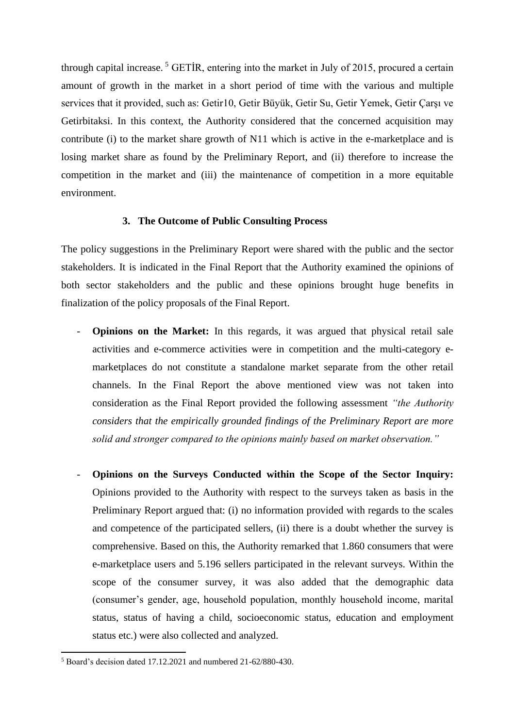through capital increase. [5] GETİR, entering into the market in July of 2015, procured a certain amount of growth in the market in a short period of time with the various and multiple services that it provided, such as: Getir10, Getir Büyük, Getir Su, Getir Yemek, Getir Çarşı ve Getirbitaksi. In this context, the Authority considered that the concerned acquisition may contribute (i) to the market share growth of N11 which is active in the e-marketplace and is losing market share as found by the Preliminary Report, and (ii) therefore to increase the competition in the market and (iii) the maintenance of competition in a more equitable environment.

### 3. The Outcome of Public Consulting Process

The policy suggestions in the Preliminary Report were shared with the public and the sector stakeholders. It is indicated in the Final Report that the Authority examined the opinions of both sector stakeholders and the public and these opinions brought huge benefits in finalization of the policy proposals of the Final Report.

- **Opinions on the Market:** In this regards, it was argued that physical retail sale activities and e-commerce activities were in competition and the multi-category e-marketplaces do not constitute a standalone market separate from the other retail channels. In the Final Report the above mentioned view was not taken into consideration as the Final Report provided the following assessment *"the Authority considers that the empirically grounded findings of the Preliminary Report are more solid and stronger compared to the opinions mainly based on market observation."*

- **Opinions on the Surveys Conducted within the Scope of the Sector Inquiry:** Opinions provided to the Authority with respect to the surveys taken as basis in the Preliminary Report argued that: (i) no information provided with regards to the scales and competence of the participated sellers, (ii) there is a doubt whether the survey is comprehensive. Based on this, the Authority remarked that 1.860 consumers that were e-marketplace users and 5.196 sellers participated in the relevant surveys. Within the scope of the consumer survey, it was also added that the demographic data (consumer's gender, age, household population, monthly household income, marital status, status of having a child, socioeconomic status, education and employment status etc.) were also collected and analyzed.

---

[5] Board's decision dated 17.12.2021 and numbered 21-62/880-430.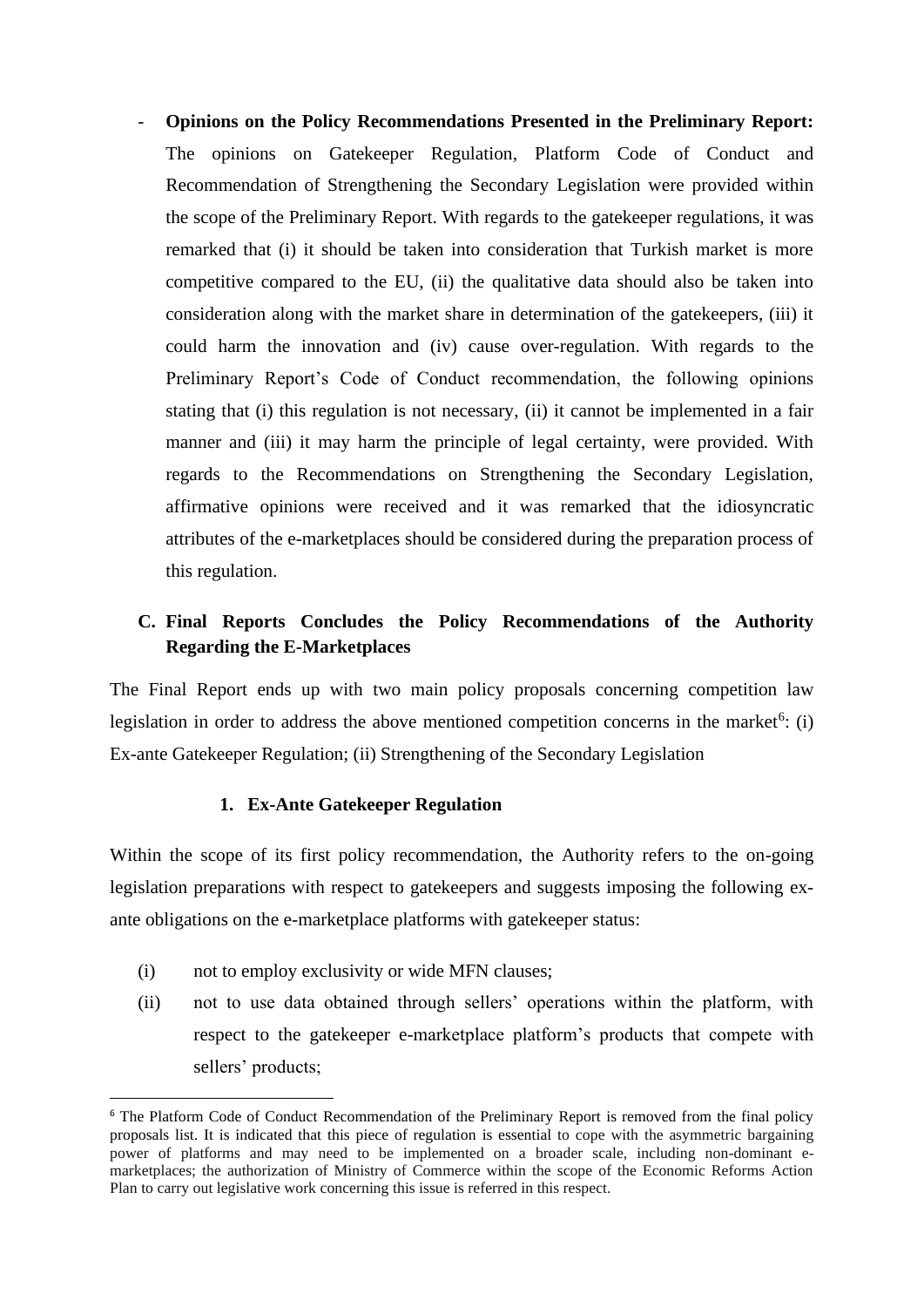- **Opinions on the Policy Recommendations Presented in the Preliminary Report:** The opinions on Gatekeeper Regulation, Platform Code of Conduct and Recommendation of Strengthening the Secondary Legislation were provided within the scope of the Preliminary Report. With regards to the gatekeeper regulations, it was remarked that (i) it should be taken into consideration that Turkish market is more competitive compared to the EU, (ii) the qualitative data should also be taken into consideration along with the market share in determination of the gatekeepers, (iii) it could harm the innovation and (iv) cause over-regulation. With regards to the Preliminary Report's Code of Conduct recommendation, the following opinions stating that (i) this regulation is not necessary, (ii) it cannot be implemented in a fair manner and (iii) it may harm the principle of legal certainty, were provided. With regards to the Recommendations on Strengthening the Secondary Legislation, affirmative opinions were received and it was remarked that the idiosyncratic attributes of the e-marketplaces should be considered during the preparation process of this regulation.

## C. Final Reports Concludes the Policy Recommendations of the Authority Regarding the E-Marketplaces

The Final Report ends up with two main policy proposals concerning competition law legislation in order to address the above mentioned competition concerns in the market[6]: (i) Ex-ante Gatekeeper Regulation; (ii) Strengthening of the Secondary Legislation

### 1. Ex-Ante Gatekeeper Regulation

Within the scope of its first policy recommendation, the Authority refers to the on-going legislation preparations with respect to gatekeepers and suggests imposing the following ex-ante obligations on the e-marketplace platforms with gatekeeper status:

(i) not to employ exclusivity or wide MFN clauses;

(ii) not to use data obtained through sellers' operations within the platform, with respect to the gatekeeper e-marketplace platform's products that compete with sellers' products;

---

[6] The Platform Code of Conduct Recommendation of the Preliminary Report is removed from the final policy proposals list. It is indicated that this piece of regulation is essential to cope with the asymmetric bargaining power of platforms and may need to be implemented on a broader scale, including non-dominant e-marketplaces; the authorization of Ministry of Commerce within the scope of the Economic Reforms Action Plan to carry out legislative work concerning this issue is referred in this respect.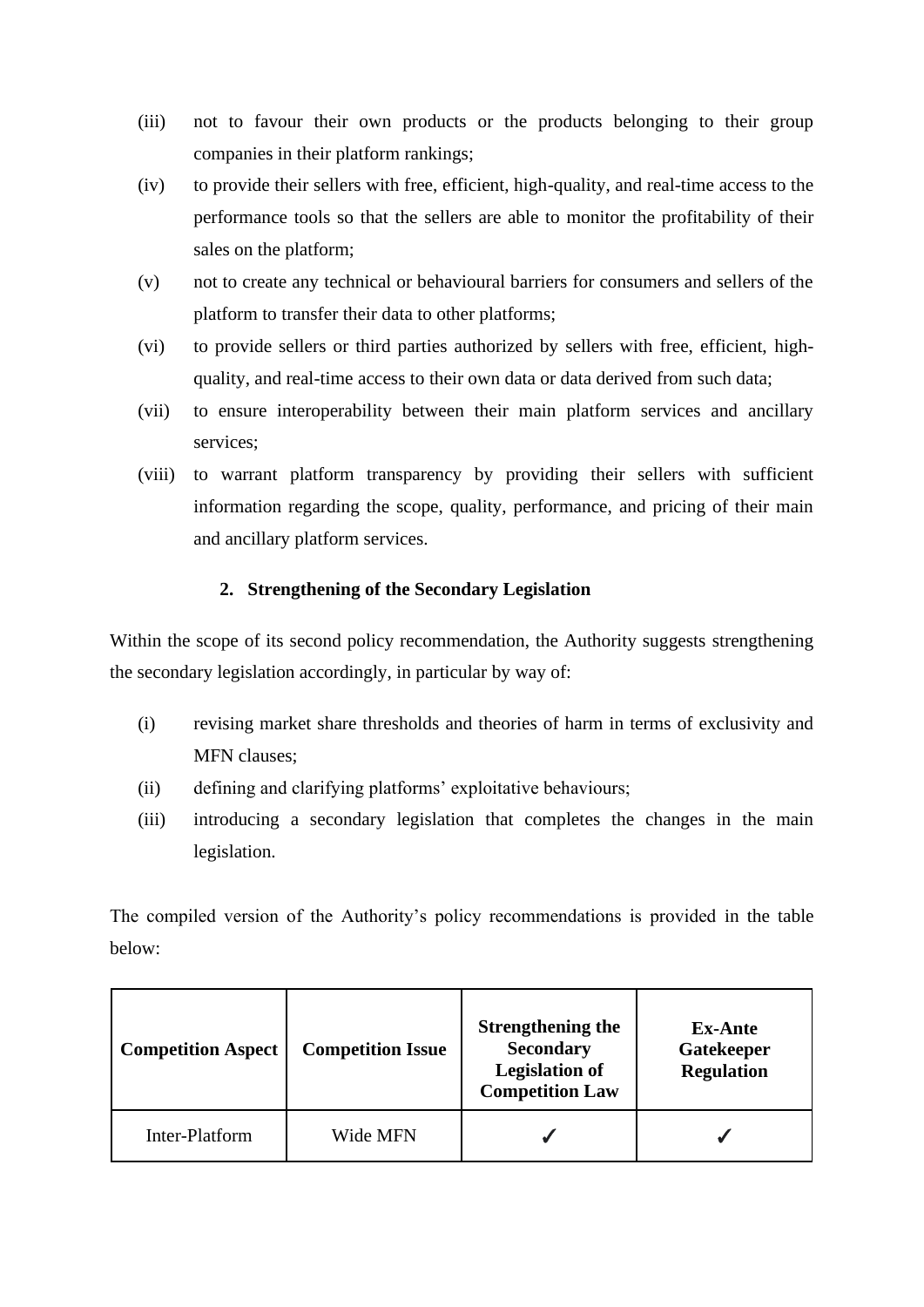(iii) not to favour their own products or the products belonging to their group companies in their platform rankings;

(iv) to provide their sellers with free, efficient, high-quality, and real-time access to the performance tools so that the sellers are able to monitor the profitability of their sales on the platform;

(v) not to create any technical or behavioural barriers for consumers and sellers of the platform to transfer their data to other platforms;

(vi) to provide sellers or third parties authorized by sellers with free, efficient, high-quality, and real-time access to their own data or data derived from such data;

(vii) to ensure interoperability between their main platform services and ancillary services;

(viii) to warrant platform transparency by providing their sellers with sufficient information regarding the scope, quality, performance, and pricing of their main and ancillary platform services.

### 2. Strengthening of the Secondary Legislation

Within the scope of its second policy recommendation, the Authority suggests strengthening the secondary legislation accordingly, in particular by way of:

(i) revising market share thresholds and theories of harm in terms of exclusivity and MFN clauses;

(ii) defining and clarifying platforms' exploitative behaviours;

(iii) introducing a secondary legislation that completes the changes in the main legislation.

The compiled version of the Authority's policy recommendations is provided in the table below:

| Competition Aspect | Competition Issue | Strengthening the Secondary Legislation of Competition Law | Ex-Ante Gatekeeper Regulation |
|---|---|---|---|
| Inter-Platform | Wide MFN | ✓ | ✓ |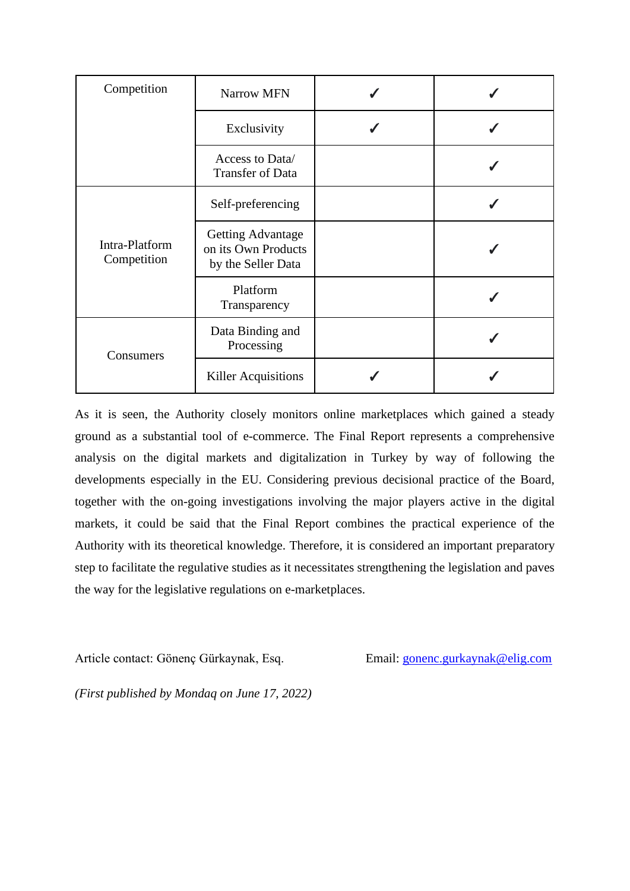| | | | |
|---|---|---|---|
| Competition | Narrow MFN | ✓ | ✓ |
| | Exclusivity | ✓ | ✓ |
| | Access to Data/ Transfer of Data | | ✓ |
| Intra-Platform Competition | Self-preferencing | | ✓ |
| | Getting Advantage on its Own Products by the Seller Data | | ✓ |
| | Platform Transparency | | ✓ |
| Consumers | Data Binding and Processing | | ✓ |
| | Killer Acquisitions | ✓ | ✓ |

As it is seen, the Authority closely monitors online marketplaces which gained a steady ground as a substantial tool of e-commerce. The Final Report represents a comprehensive analysis on the digital markets and digitalization in Turkey by way of following the developments especially in the EU. Considering previous decisional practice of the Board, together with the on-going investigations involving the major players active in the digital markets, it could be said that the Final Report combines the practical experience of the Authority with its theoretical knowledge. Therefore, it is considered an important preparatory step to facilitate the regulative studies as it necessitates strengthening the legislation and paves the way for the legislative regulations on e-marketplaces.

Article contact: Gönenç Gürkaynak, Esq. Email: gonenc.gurkaynak@elig.com

*(First published by Mondaq on June 17, 2022)*